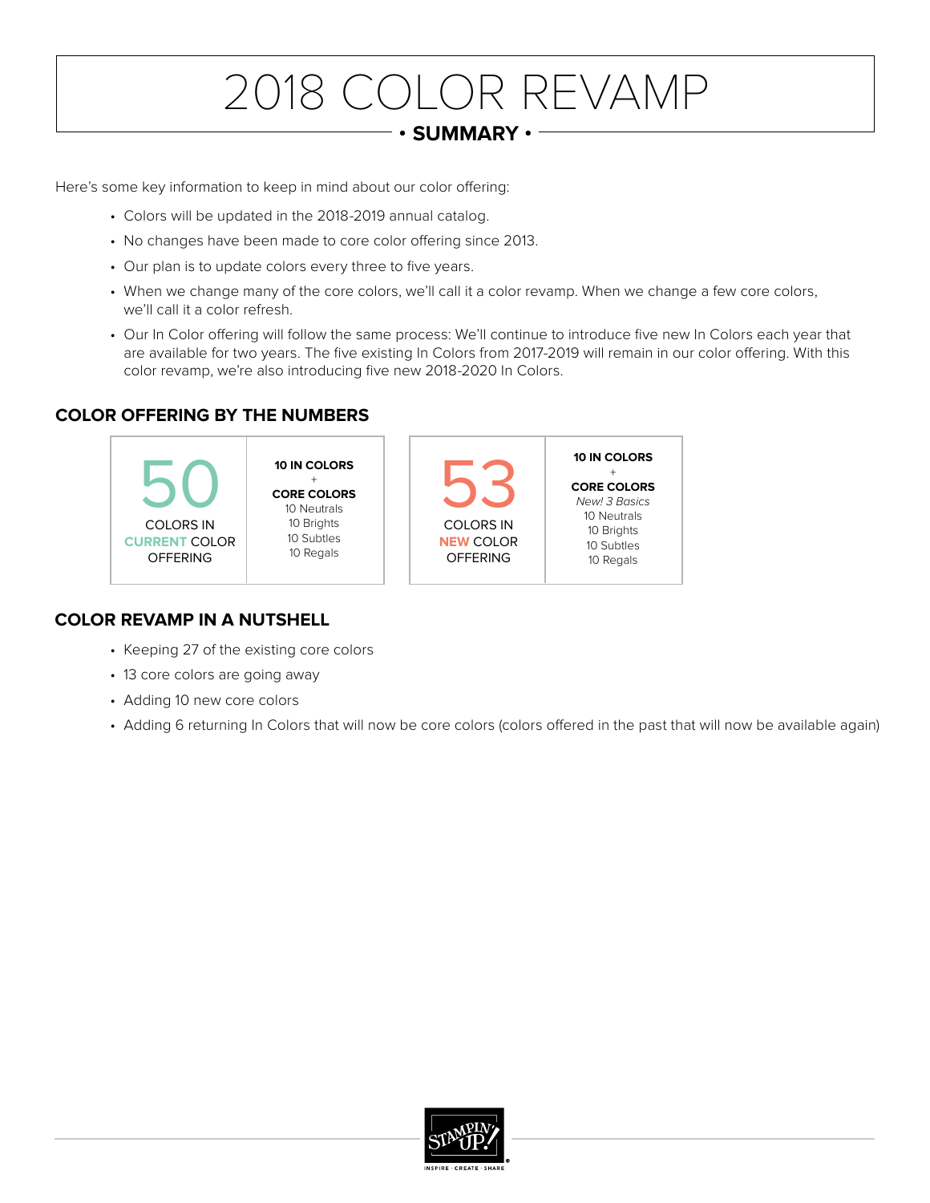# 2018 COLOR REVAMP

**• SUMMARY •**

Here's some key information to keep in mind about our color offering:

- Colors will be updated in the 2018-2019 annual catalog.
- No changes have been made to core color offering since 2013.
- Our plan is to update colors every three to five years.
- When we change many of the core colors, we'll call it a color revamp. When we change a few core colors, we'll call it a color refresh.
- Our In Color offering will follow the same process: We'll continue to introduce five new In Colors each year that are available for two years. The five existing In Colors from 2017-2019 will remain in our color offering. With this color revamp, we're also introducing five new 2018-2020 In Colors.

## COLOR OFFERING BY THE NUMBERS

| 50 COLORS IN CURRENT COLOR OFFERING | 53 COLORS IN NEW COLOR OFFERING |
|---|---|
| **10 IN COLORS** + **CORE COLORS** | **10 IN COLORS** + **CORE COLORS** |
| | *New! 3 Basics* |
| 10 Neutrals | 10 Neutrals |
| 10 Brights | 10 Brights |
| 10 Subtles | 10 Subtles |
| 10 Regals | 10 Regals |

## COLOR REVAMP IN A NUTSHELL

- Keeping 27 of the existing core colors
- 13 core colors are going away
- Adding 10 new core colors
- Adding 6 returning In Colors that will now be core colors (colors offered in the past that will now be available again)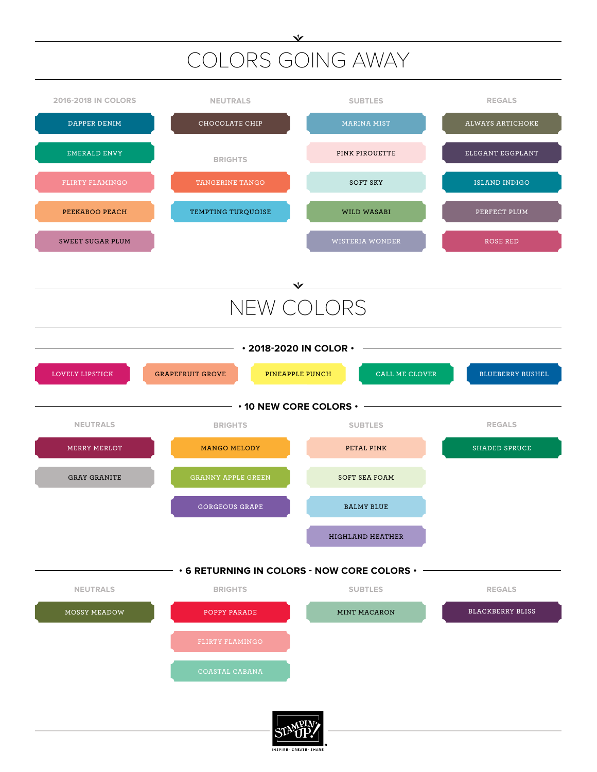# COLORS GOING AWAY

| 2016-2018 IN COLORS | NEUTRALS | SUBTLES | REGALS |
| --- | --- | --- | --- |
| DAPPER DENIM | CHOCOLATE CHIP | MARINA MIST | ALWAYS ARTICHOKE |
| EMERALD ENVY | **BRIGHTS** | PINK PIROUETTE | ELEGANT EGGPLANT |
| FLIRTY FLAMINGO | TANGERINE TANGO | SOFT SKY | ISLAND INDIGO |
| PEEKABOO PEACH | TEMPTING TURQUOISE | WILD WASABI | PERFECT PLUM |
| SWEET SUGAR PLUM | | WISTERIA WONDER | ROSE RED |

# NEW COLORS

## • 2018-2020 IN COLOR •

LOVELY LIPSTICK · GRAPEFRUIT GROVE · PINEAPPLE PUNCH · CALL ME CLOVER · BLUEBERRY BUSHEL

## • 10 NEW CORE COLORS •

| NEUTRALS | BRIGHTS | SUBTLES | REGALS |
| --- | --- | --- | --- |
| MERRY MERLOT | MANGO MELODY | PETAL PINK | SHADED SPRUCE |
| GRAY GRANITE | GRANNY APPLE GREEN | SOFT SEA FOAM | |
| | GORGEOUS GRAPE | BALMY BLUE | |
| | | HIGHLAND HEATHER | |

## • 6 RETURNING IN COLORS - NOW CORE COLORS •

| NEUTRALS | BRIGHTS | SUBTLES | REGALS |
| --- | --- | --- | --- |
| MOSSY MEADOW | POPPY PARADE | MINT MACARON | BLACKBERRY BLISS |
| | FLIRTY FLAMINGO | | |
| | COASTAL CABANA | | |

STAMPIN' UP! INSPIRE · CREATE · SHARE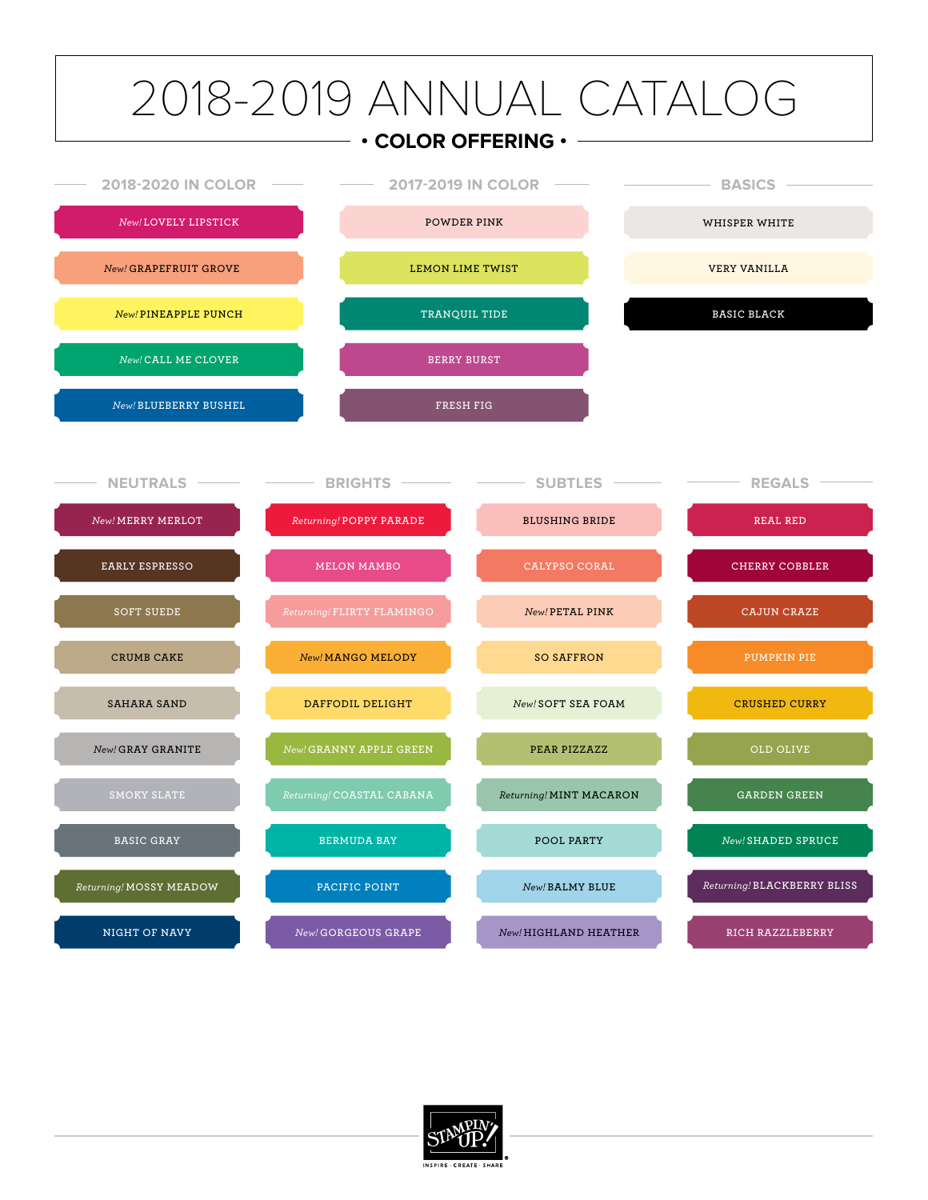# 2018-2019 ANNUAL CATALOG

**• COLOR OFFERING •**

## 2018-2020 IN COLOR

- *New!* LOVELY LIPSTICK
- *New!* GRAPEFRUIT GROVE
- *New!* PINEAPPLE PUNCH
- *New!* CALL ME CLOVER
- *New!* BLUEBERRY BUSHEL

## 2017-2019 IN COLOR

- POWDER PINK
- LEMON LIME TWIST
- TRANQUIL TIDE
- BERRY BURST
- FRESH FIG

## BASICS

- WHISPER WHITE
- VERY VANILLA
- BASIC BLACK

## NEUTRALS

- *New!* MERRY MERLOT
- EARLY ESPRESSO
- SOFT SUEDE
- CRUMB CAKE
- SAHARA SAND
- *New!* GRAY GRANITE
- SMOKY SLATE
- BASIC GRAY
- *Returning!* MOSSY MEADOW
- NIGHT OF NAVY

## BRIGHTS

- *Returning!* POPPY PARADE
- MELON MAMBO
- *Returning!* FLIRTY FLAMINGO
- *New!* MANGO MELODY
- DAFFODIL DELIGHT
- *New!* GRANNY APPLE GREEN
- *Returning!* COASTAL CABANA
- BERMUDA BAY
- PACIFIC POINT
- *New!* GORGEOUS GRAPE

## SUBTLES

- BLUSHING BRIDE
- CALYPSO CORAL
- *New!* PETAL PINK
- SO SAFFRON
- *New!* SOFT SEA FOAM
- PEAR PIZZAZZ
- *Returning!* MINT MACARON
- POOL PARTY
- *New!* BALMY BLUE
- *New!* HIGHLAND HEATHER

## REGALS

- REAL RED
- CHERRY COBBLER
- CAJUN CRAZE
- PUMPKIN PIE
- CRUSHED CURRY
- OLD OLIVE
- GARDEN GREEN
- *New!* SHADED SPRUCE
- *Returning!* BLACKBERRY BLISS
- RICH RAZZLEBERRY

STAMPIN' UP!®
INSPIRE · CREATE · SHARE